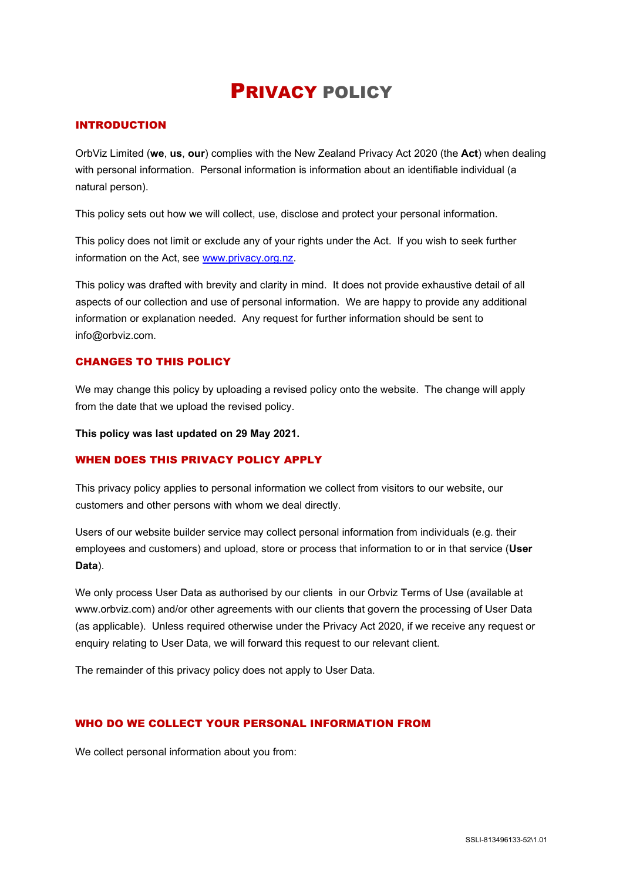# PRIVACY POLICY

## INTRODUCTION

OrbViz Limited (**we**, **us**, **our**) complies with the New Zealand Privacy Act 2020 (the **Act**) when dealing with personal information. Personal information is information about an identifiable individual (a natural person).

This policy sets out how we will collect, use, disclose and protect your personal information.

This policy does not limit or exclude any of your rights under the Act. If you wish to seek further information on the Act, see [www.privacy.org.nz](http://www.privacy.org.nz).

This policy was drafted with brevity and clarity in mind. It does not provide exhaustive detail of all aspects of our collection and use of personal information. We are happy to provide any additional information or explanation needed. Any request for further information should be sent to info@orbviz.com.

## CHANGES TO THIS POLICY

We may change this policy by uploading a revised policy onto the website. The change will apply from the date that we upload the revised policy.

**This policy was last updated on 29 May 2021.**

## WHEN DOES THIS PRIVACY POLICY APPLY

This privacy policy applies to personal information we collect from visitors to our website, our customers and other persons with whom we deal directly.

Users of our website builder service may collect personal information from individuals (e.g. their employees and customers) and upload, store or process that information to or in that service (**User Data**).

We only process User Data as authorised by our clients in our Orbviz Terms of Use (available at www.orbviz.com) and/or other agreements with our clients that govern the processing of User Data (as applicable). Unless required otherwise under the Privacy Act 2020, if we receive any request or enquiry relating to User Data, we will forward this request to our relevant client.

The remainder of this privacy policy does not apply to User Data.

## WHO DO WE COLLECT YOUR PERSONAL INFORMATION FROM

We collect personal information about you from: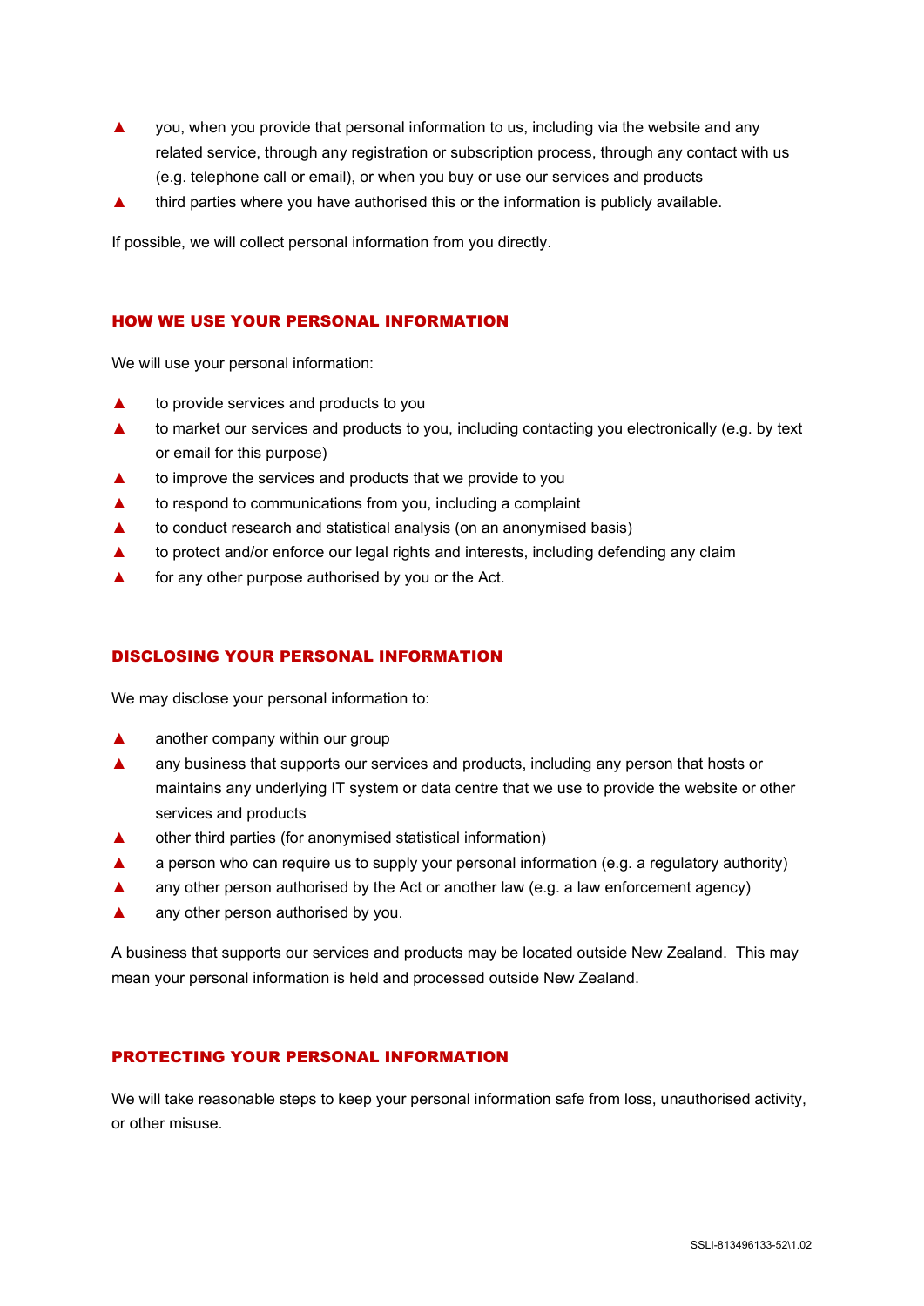- you, when you provide that personal information to us, including via the website and any related service, through any registration or subscription process, through any contact with us (e.g. telephone call or email), or when you buy or use our services and products
- third parties where you have authorised this or the information is publicly available.

If possible, we will collect personal information from you directly.

## HOW WE USE YOUR PERSONAL INFORMATION

We will use your personal information:

- to provide services and products to you
- to market our services and products to you, including contacting you electronically (e.g. by text or email for this purpose)
- to improve the services and products that we provide to you
- to respond to communications from you, including a complaint
- to conduct research and statistical analysis (on an anonymised basis)
- to protect and/or enforce our legal rights and interests, including defending any claim
- for any other purpose authorised by you or the Act.

## DISCLOSING YOUR PERSONAL INFORMATION

We may disclose your personal information to:

- another company within our group
- any business that supports our services and products, including any person that hosts or maintains any underlying IT system or data centre that we use to provide the website or other services and products
- other third parties (for anonymised statistical information)
- a person who can require us to supply your personal information (e.g. a regulatory authority)
- any other person authorised by the Act or another law (e.g. a law enforcement agency)
- any other person authorised by you.

A business that supports our services and products may be located outside New Zealand. This may mean your personal information is held and processed outside New Zealand.

## PROTECTING YOUR PERSONAL INFORMATION

We will take reasonable steps to keep your personal information safe from loss, unauthorised activity, or other misuse.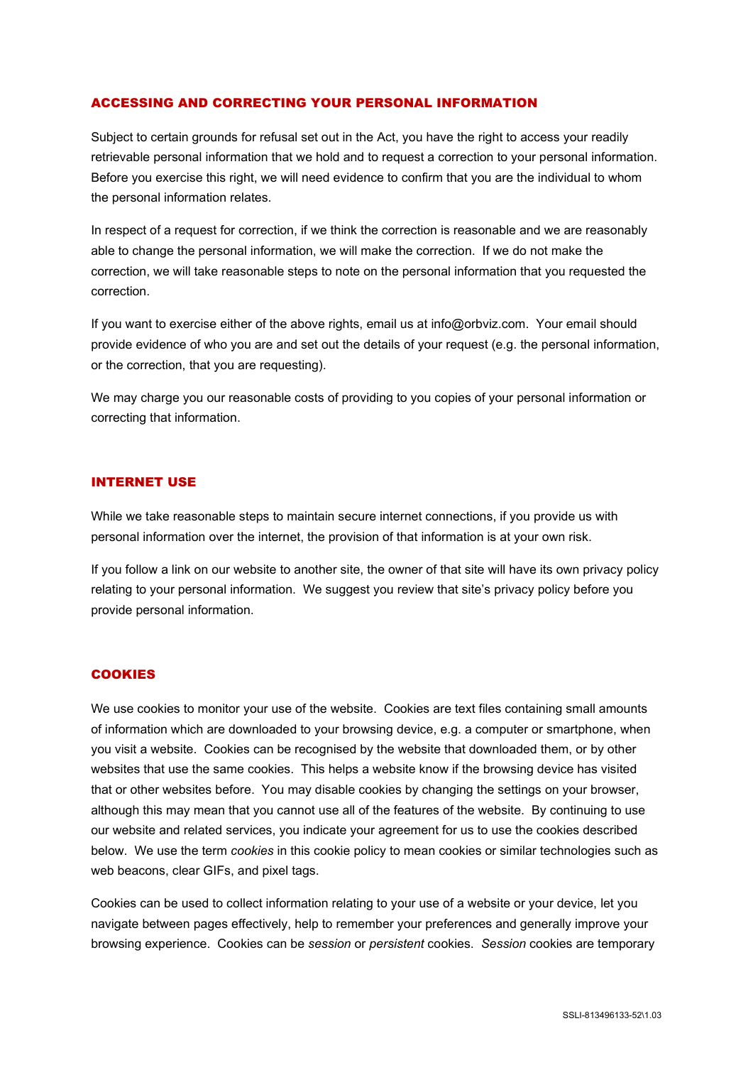## ACCESSING AND CORRECTING YOUR PERSONAL INFORMATION

Subject to certain grounds for refusal set out in the Act, you have the right to access your readily retrievable personal information that we hold and to request a correction to your personal information. Before you exercise this right, we will need evidence to confirm that you are the individual to whom the personal information relates.

In respect of a request for correction, if we think the correction is reasonable and we are reasonably able to change the personal information, we will make the correction. If we do not make the correction, we will take reasonable steps to note on the personal information that you requested the correction.

If you want to exercise either of the above rights, email us at info@orbviz.com. Your email should provide evidence of who you are and set out the details of your request (e.g. the personal information, or the correction, that you are requesting).

We may charge you our reasonable costs of providing to you copies of your personal information or correcting that information.

## INTERNET USE

While we take reasonable steps to maintain secure internet connections, if you provide us with personal information over the internet, the provision of that information is at your own risk.

If you follow a link on our website to another site, the owner of that site will have its own privacy policy relating to your personal information. We suggest you review that site's privacy policy before you provide personal information.

## COOKIES

We use cookies to monitor your use of the website. Cookies are text files containing small amounts of information which are downloaded to your browsing device, e.g. a computer or smartphone, when you visit a website. Cookies can be recognised by the website that downloaded them, or by other websites that use the same cookies. This helps a website know if the browsing device has visited that or other websites before. You may disable cookies by changing the settings on your browser, although this may mean that you cannot use all of the features of the website. By continuing to use our website and related services, you indicate your agreement for us to use the cookies described below. We use the term *cookies* in this cookie policy to mean cookies or similar technologies such as web beacons, clear GIFs, and pixel tags.

Cookies can be used to collect information relating to your use of a website or your device, let you navigate between pages effectively, help to remember your preferences and generally improve your browsing experience. Cookies can be *session* or *persistent* cookies. *Session* cookies are temporary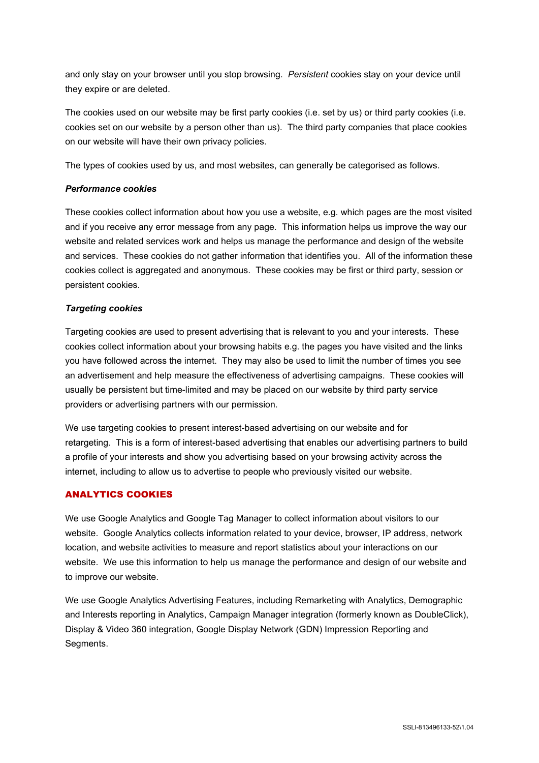and only stay on your browser until you stop browsing. *Persistent* cookies stay on your device until they expire or are deleted.

The cookies used on our website may be first party cookies (i.e. set by us) or third party cookies (i.e. cookies set on our website by a person other than us). The third party companies that place cookies on our website will have their own privacy policies.

The types of cookies used by us, and most websites, can generally be categorised as follows.

***Performance cookies***

These cookies collect information about how you use a website, e.g. which pages are the most visited and if you receive any error message from any page. This information helps us improve the way our website and related services work and helps us manage the performance and design of the website and services. These cookies do not gather information that identifies you. All of the information these cookies collect is aggregated and anonymous. These cookies may be first or third party, session or persistent cookies.

***Targeting cookies***

Targeting cookies are used to present advertising that is relevant to you and your interests. These cookies collect information about your browsing habits e.g. the pages you have visited and the links you have followed across the internet. They may also be used to limit the number of times you see an advertisement and help measure the effectiveness of advertising campaigns. These cookies will usually be persistent but time-limited and may be placed on our website by third party service providers or advertising partners with our permission.

We use targeting cookies to present interest-based advertising on our website and for retargeting. This is a form of interest-based advertising that enables our advertising partners to build a profile of your interests and show you advertising based on your browsing activity across the internet, including to allow us to advertise to people who previously visited our website.

## ANALYTICS COOKIES

We use Google Analytics and Google Tag Manager to collect information about visitors to our website. Google Analytics collects information related to your device, browser, IP address, network location, and website activities to measure and report statistics about your interactions on our website. We use this information to help us manage the performance and design of our website and to improve our website.

We use Google Analytics Advertising Features, including Remarketing with Analytics, Demographic and Interests reporting in Analytics, Campaign Manager integration (formerly known as DoubleClick), Display & Video 360 integration, Google Display Network (GDN) Impression Reporting and Segments.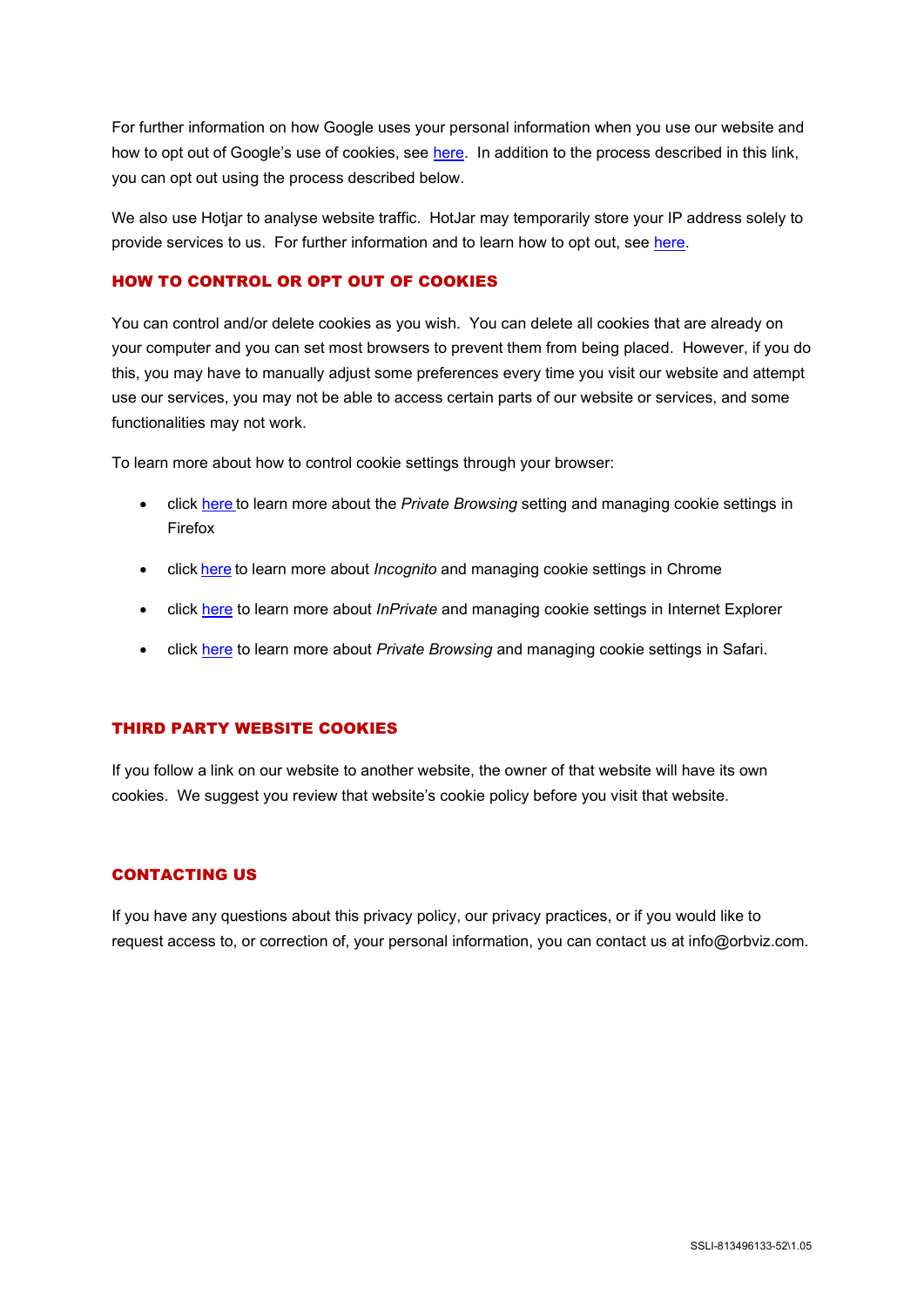For further information on how Google uses your personal information when you use our website and how to opt out of Google's use of cookies, see here. In addition to the process described in this link, you can opt out using the process described below.

We also use Hotjar to analyse website traffic. HotJar may temporarily store your IP address solely to provide services to us. For further information and to learn how to opt out, see here.

## HOW TO CONTROL OR OPT OUT OF COOKIES

You can control and/or delete cookies as you wish. You can delete all cookies that are already on your computer and you can set most browsers to prevent them from being placed. However, if you do this, you may have to manually adjust some preferences every time you visit our website and attempt use our services, you may not be able to access certain parts of our website or services, and some functionalities may not work.

To learn more about how to control cookie settings through your browser:

- click here to learn more about the *Private Browsing* setting and managing cookie settings in Firefox
- click here to learn more about *Incognito* and managing cookie settings in Chrome
- click here to learn more about *InPrivate* and managing cookie settings in Internet Explorer
- click here to learn more about *Private Browsing* and managing cookie settings in Safari.

## THIRD PARTY WEBSITE COOKIES

If you follow a link on our website to another website, the owner of that website will have its own cookies. We suggest you review that website's cookie policy before you visit that website.

## CONTACTING US

If you have any questions about this privacy policy, our privacy practices, or if you would like to request access to, or correction of, your personal information, you can contact us at info@orbviz.com.

SSLI-813496133-52\1.05